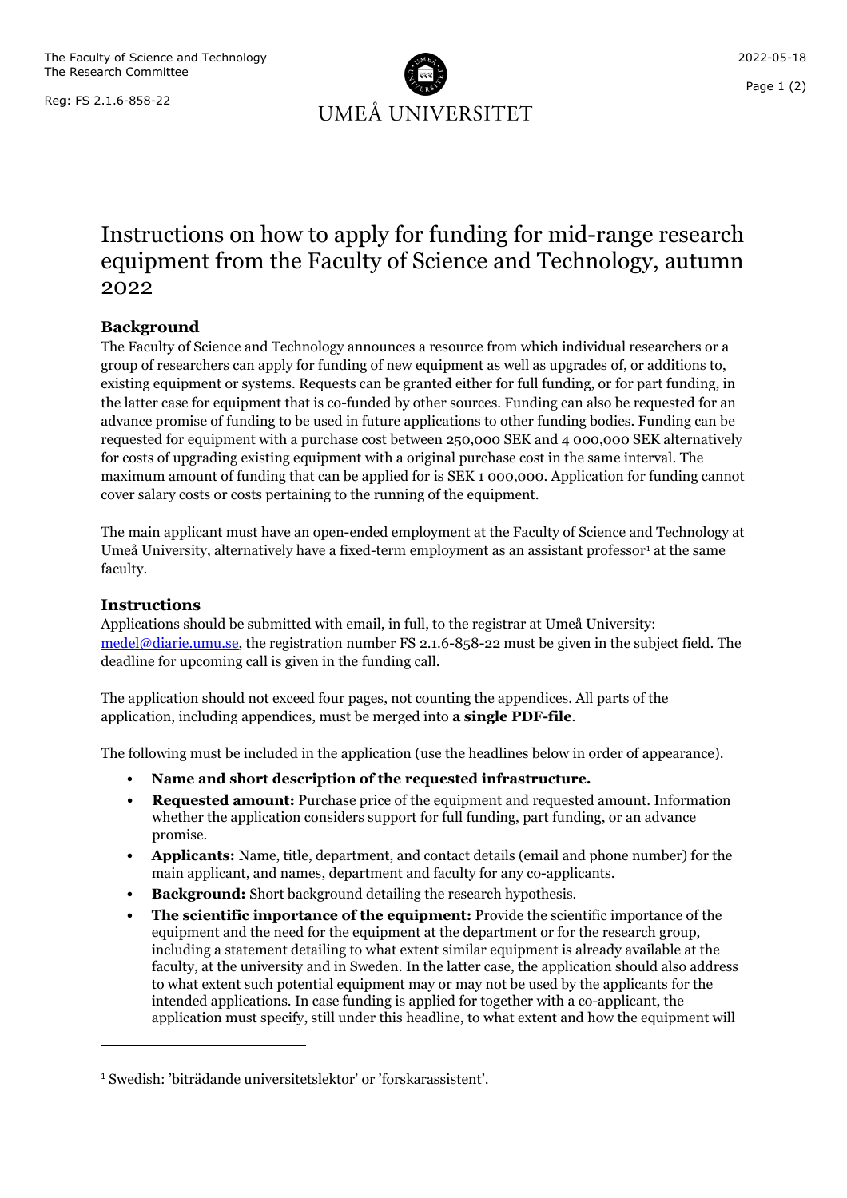# Instructions on how to apply for funding for mid-range research equipment from the Faculty of Science and Technology, autumn 2022

## Background

The Faculty of Science and Technology announces a resource from which individual researchers or a group of researchers can apply for funding of new equipment as well as upgrades of, or additions to, existing equipment or systems. Requests can be granted either for full funding, or for part funding, in the latter case for equipment that is co-funded by other sources. Funding can also be requested for an advance promise of funding to be used in future applications to other funding bodies. Funding can be requested for equipment with a purchase cost between 250,000 SEK and 4 000,000 SEK alternatively for costs of upgrading existing equipment with a original purchase cost in the same interval. The maximum amount of funding that can be applied for is SEK 1 000,000. Application for funding cannot cover salary costs or costs pertaining to the running of the equipment.

The main applicant must have an open-ended employment at the Faculty of Science and Technology at Umeå University, alternatively have a fixed-term employment as an assistant professor[1] at the same faculty.

## Instructions

Applications should be submitted with email, in full, to the registrar at Umeå University: medel@diarie.umu.se, the registration number FS 2.1.6-858-22 must be given in the subject field. The deadline for upcoming call is given in the funding call.

The application should not exceed four pages, not counting the appendices. All parts of the application, including appendices, must be merged into **a single PDF-file**.

The following must be included in the application (use the headlines below in order of appearance).

- **Name and short description of the requested infrastructure.**
- **Requested amount:** Purchase price of the equipment and requested amount. Information whether the application considers support for full funding, part funding, or an advance promise.
- **Applicants:** Name, title, department, and contact details (email and phone number) for the main applicant, and names, department and faculty for any co-applicants.
- **Background:** Short background detailing the research hypothesis.
- **The scientific importance of the equipment:** Provide the scientific importance of the equipment and the need for the equipment at the department or for the research group, including a statement detailing to what extent similar equipment is already available at the faculty, at the university and in Sweden. In the latter case, the application should also address to what extent such potential equipment may or may not be used by the applicants for the intended applications. In case funding is applied for together with a co-applicant, the application must specify, still under this headline, to what extent and how the equipment will

[1] Swedish: 'biträdande universitetslektor' or 'forskarassistent'.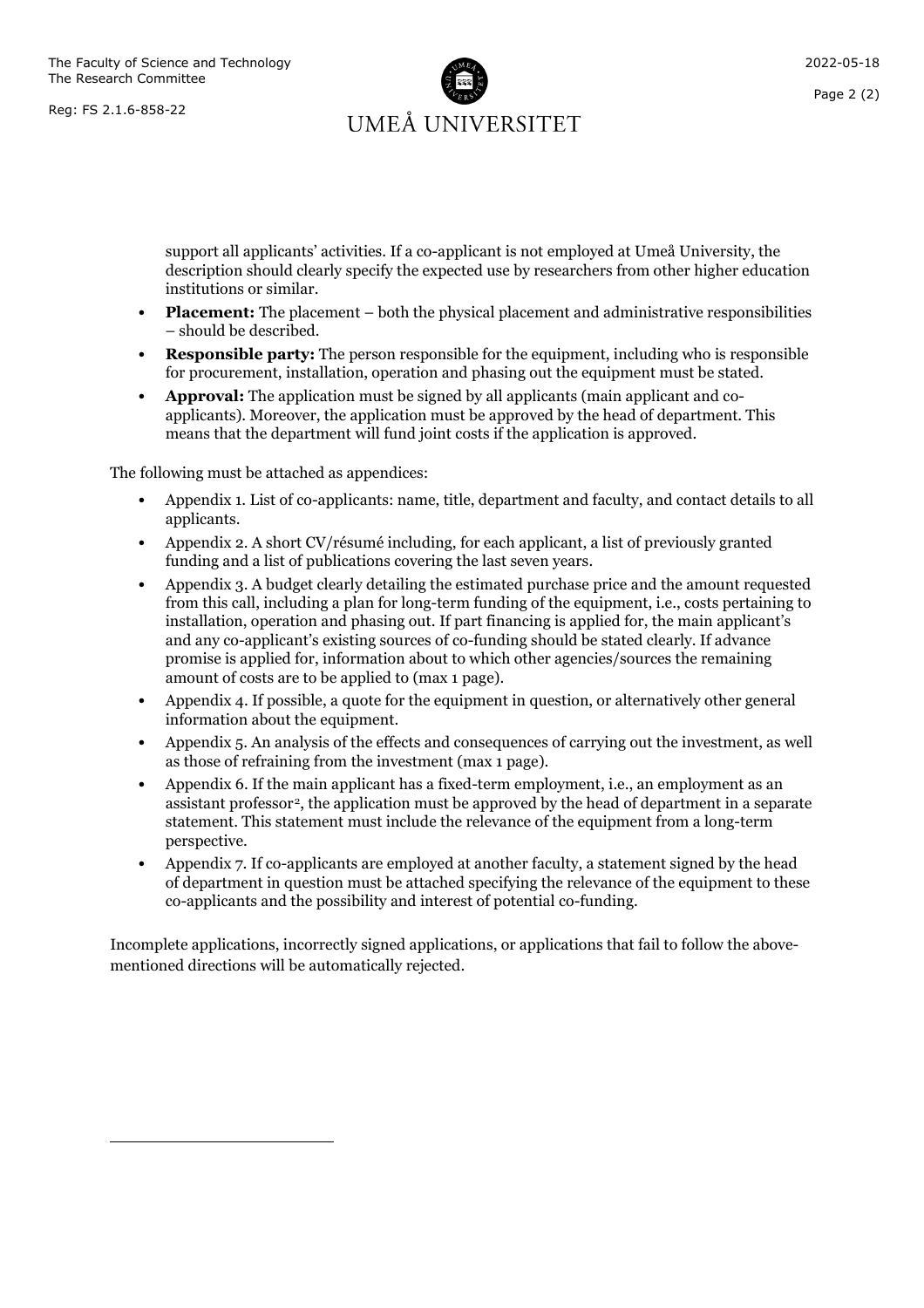support all applicants' activities. If a co-applicant is not employed at Umeå University, the description should clearly specify the expected use by researchers from other higher education institutions or similar.

- **Placement:** The placement – both the physical placement and administrative responsibilities – should be described.
- **Responsible party:** The person responsible for the equipment, including who is responsible for procurement, installation, operation and phasing out the equipment must be stated.
- **Approval:** The application must be signed by all applicants (main applicant and co-applicants). Moreover, the application must be approved by the head of department. This means that the department will fund joint costs if the application is approved.

The following must be attached as appendices:

- Appendix 1. List of co-applicants: name, title, department and faculty, and contact details to all applicants.
- Appendix 2. A short CV/résumé including, for each applicant, a list of previously granted funding and a list of publications covering the last seven years.
- Appendix 3. A budget clearly detailing the estimated purchase price and the amount requested from this call, including a plan for long-term funding of the equipment, i.e., costs pertaining to installation, operation and phasing out. If part financing is applied for, the main applicant's and any co-applicant's existing sources of co-funding should be stated clearly. If advance promise is applied for, information about to which other agencies/sources the remaining amount of costs are to be applied to (max 1 page).
- Appendix 4. If possible, a quote for the equipment in question, or alternatively other general information about the equipment.
- Appendix 5. An analysis of the effects and consequences of carrying out the investment, as well as those of refraining from the investment (max 1 page).
- Appendix 6. If the main applicant has a fixed-term employment, i.e., an employment as an assistant professor[2], the application must be approved by the head of department in a separate statement. This statement must include the relevance of the equipment from a long-term perspective.
- Appendix 7. If co-applicants are employed at another faculty, a statement signed by the head of department in question must be attached specifying the relevance of the equipment to these co-applicants and the possibility and interest of potential co-funding.

Incomplete applications, incorrectly signed applications, or applications that fail to follow the above-mentioned directions will be automatically rejected.